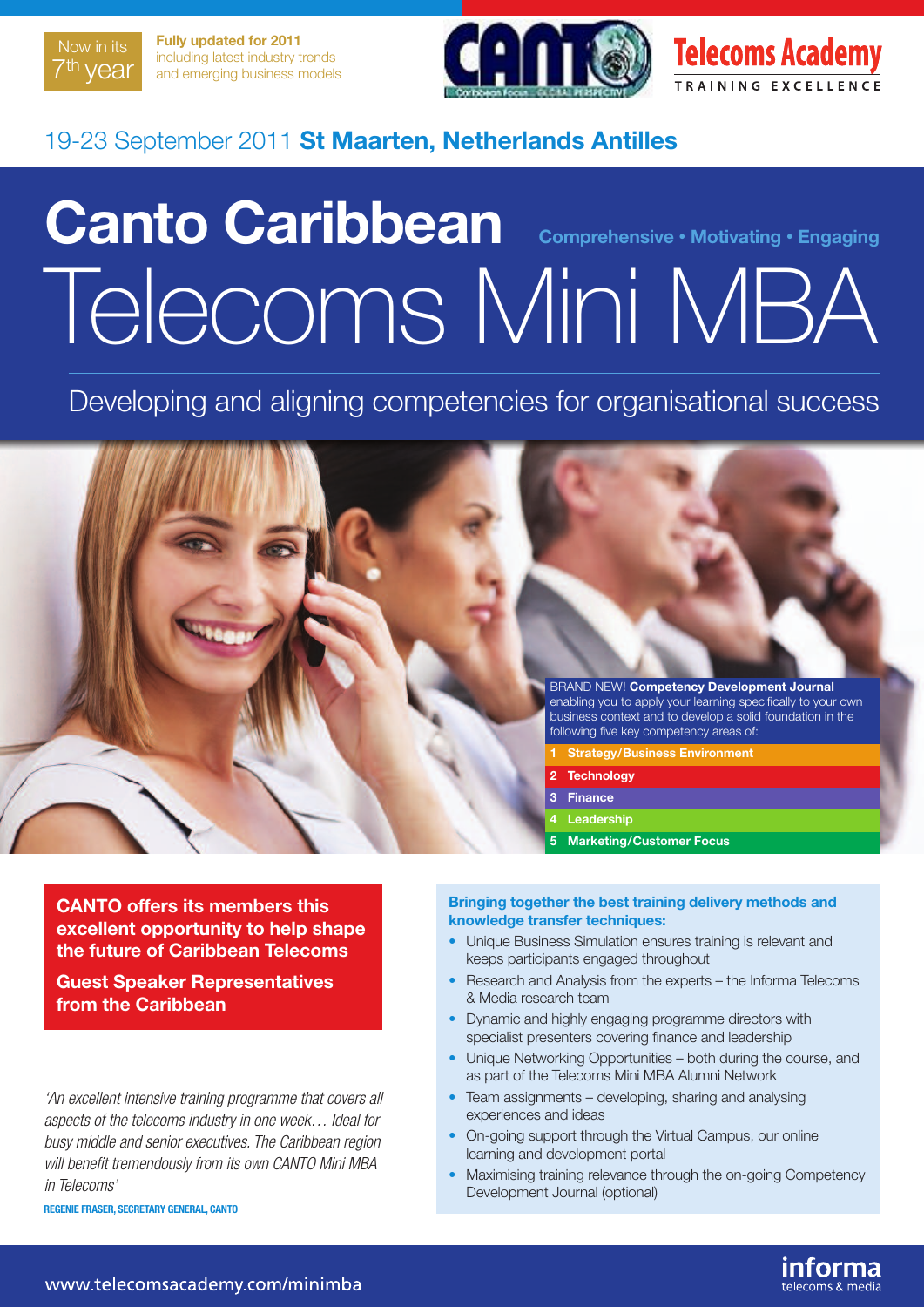Now in its 7th year

**Fully updated for 2011** including latest industry trends and emerging business models

CANTO — Caribbean Focus · Global Perspective

Telecoms Academy — TRAINING EXCELLENCE

19-23 September 2011 **St Maarten, Netherlands Antilles**

# Canto Caribbean Telecoms Mini MBA

**Comprehensive • Motivating • Engaging**

## Developing and aligning competencies for organisational success

BRAND NEW! **Competency Development Journal** enabling you to apply your learning specifically to your own business context and to develop a solid foundation in the following five key competency areas of:

1. **Strategy/Business Environment**
2. **Technology**
3. **Finance**
4. **Leadership**
5. **Marketing/Customer Focus**

**CANTO offers its members this excellent opportunity to help shape the future of Caribbean Telecoms**

**Guest Speaker Representatives from the Caribbean**

*'An excellent intensive training programme that covers all aspects of the telecoms industry in one week… Ideal for busy middle and senior executives. The Caribbean region will benefit tremendously from its own CANTO Mini MBA in Telecoms'*

**REGENIE FRASER, SECRETARY GENERAL, CANTO**

**Bringing together the best training delivery methods and knowledge transfer techniques:**

- Unique Business Simulation ensures training is relevant and keeps participants engaged throughout
- Research and Analysis from the experts – the Informa Telecoms & Media research team
- Dynamic and highly engaging programme directors with specialist presenters covering finance and leadership
- Unique Networking Opportunities – both during the course, and as part of the Telecoms Mini MBA Alumni Network
- Team assignments – developing, sharing and analysing experiences and ideas
- On-going support through the Virtual Campus, our online learning and development portal
- Maximising training relevance through the on-going Competency Development Journal (optional)

www.telecomsacademy.com/minimba

informa telecoms & media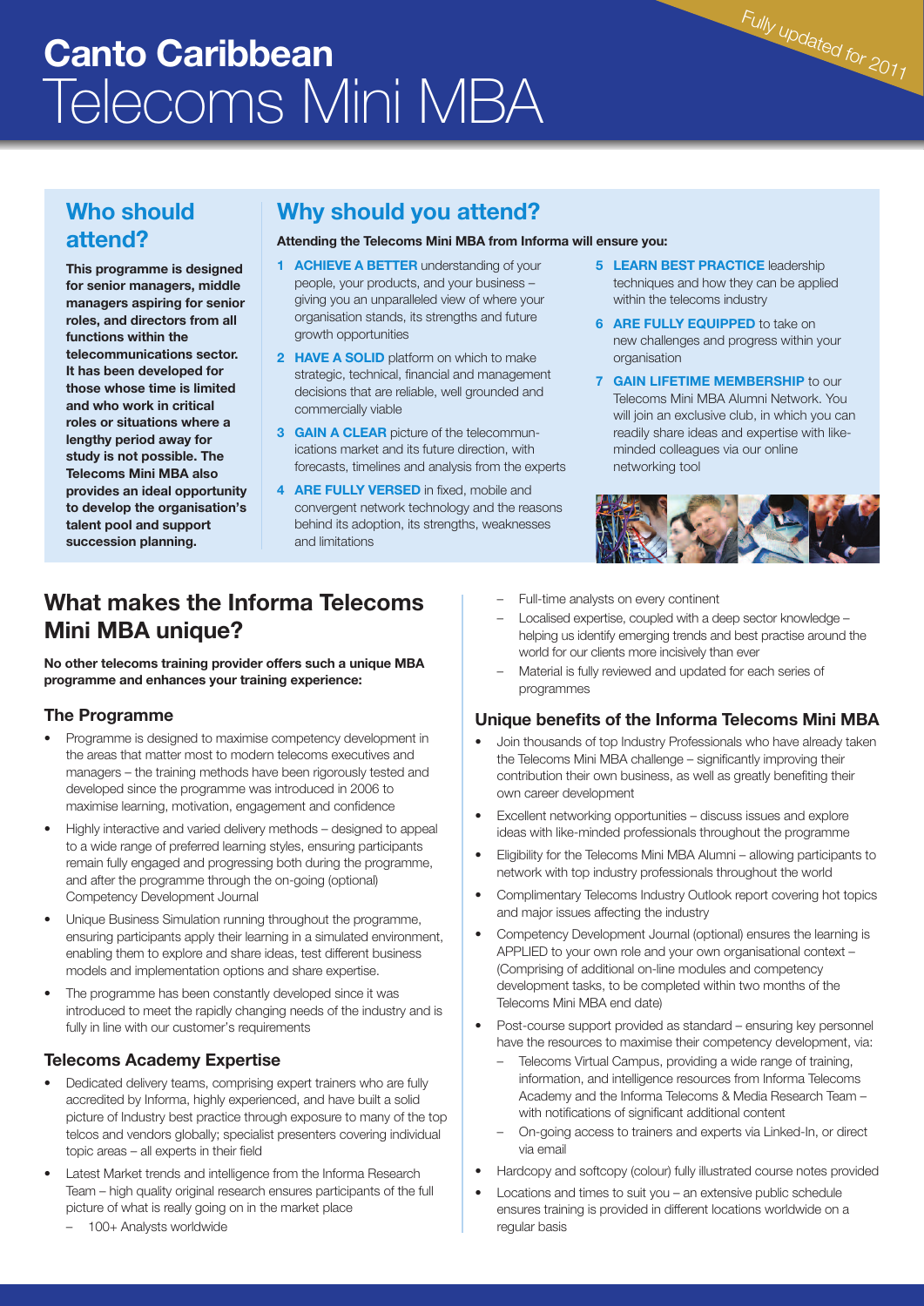# Canto Caribbean Telecoms Mini MBA

*Fully updated for 2011*

## Who should attend?

**This programme is designed for senior managers, middle managers aspiring for senior roles, and directors from all functions within the telecommunications sector. It has been developed for those whose time is limited and who work in critical roles or situations where a lengthy period away for study is not possible. The Telecoms Mini MBA also provides an ideal opportunity to develop the organisation's talent pool and support succession planning.**

## Why should you attend?

**Attending the Telecoms Mini MBA from Informa will ensure you:**

1. **ACHIEVE A BETTER** understanding of your people, your products, and your business – giving you an unparalleled view of where your organisation stands, its strengths and future growth opportunities
2. **HAVE A SOLID** platform on which to make strategic, technical, financial and management decisions that are reliable, well grounded and commercially viable
3. **GAIN A CLEAR** picture of the telecommunications market and its future direction, with forecasts, timelines and analysis from the experts
4. **ARE FULLY VERSED** in fixed, mobile and convergent network technology and the reasons behind its adoption, its strengths, weaknesses and limitations
5. **LEARN BEST PRACTICE** leadership techniques and how they can be applied within the telecoms industry
6. **ARE FULLY EQUIPPED** to take on new challenges and progress within your organisation
7. **GAIN LIFETIME MEMBERSHIP** to our Telecoms Mini MBA Alumni Network. You will join an exclusive club, in which you can readily share ideas and expertise with like-minded colleagues via our online networking tool

## What makes the Informa Telecoms Mini MBA unique?

**No other telecoms training provider offers such a unique MBA programme and enhances your training experience:**

### The Programme

- Programme is designed to maximise competency development in the areas that matter most to modern telecoms executives and managers – the training methods have been rigorously tested and developed since the programme was introduced in 2006 to maximise learning, motivation, engagement and confidence
- Highly interactive and varied delivery methods – designed to appeal to a wide range of preferred learning styles, ensuring participants remain fully engaged and progressing both during the programme, and after the programme through the on-going (optional) Competency Development Journal
- Unique Business Simulation running throughout the programme, ensuring participants apply their learning in a simulated environment, enabling them to explore and share ideas, test different business models and implementation options and share expertise.
- The programme has been constantly developed since it was introduced to meet the rapidly changing needs of the industry and is fully in line with our customer's requirements

### Telecoms Academy Expertise

- Dedicated delivery teams, comprising expert trainers who are fully accredited by Informa, highly experienced, and have built a solid picture of Industry best practice through exposure to many of the top telcos and vendors globally; specialist presenters covering individual topic areas – all experts in their field
- Latest Market trends and intelligence from the Informa Research Team – high quality original research ensures participants of the full picture of what is really going on in the market place
  - 100+ Analysts worldwide
  - Full-time analysts on every continent
  - Localised expertise, coupled with a deep sector knowledge – helping us identify emerging trends and best practise around the world for our clients more incisively than ever
  - Material is fully reviewed and updated for each series of programmes

### Unique benefits of the Informa Telecoms Mini MBA

- Join thousands of top Industry Professionals who have already taken the Telecoms Mini MBA challenge – significantly improving their contribution their own business, as well as greatly benefiting their own career development
- Excellent networking opportunities – discuss issues and explore ideas with like-minded professionals throughout the programme
- Eligibility for the Telecoms Mini MBA Alumni – allowing participants to network with top industry professionals throughout the world
- Complimentary Telecoms Industry Outlook report covering hot topics and major issues affecting the industry
- Competency Development Journal (optional) ensures the learning is APPLIED to your own role and your own organisational context – (Comprising of additional on-line modules and competency development tasks, to be completed within two months of the Telecoms Mini MBA end date)
- Post-course support provided as standard – ensuring key personnel have the resources to maximise their competency development, via:
  - Telecoms Virtual Campus, providing a wide range of training, information, and intelligence resources from Informa Telecoms Academy and the Informa Telecoms & Media Research Team – with notifications of significant additional content
  - On-going access to trainers and experts via Linked-In, or direct via email
- Hardcopy and softcopy (colour) fully illustrated course notes provided
- Locations and times to suit you – an extensive public schedule ensures training is provided in different locations worldwide on a regular basis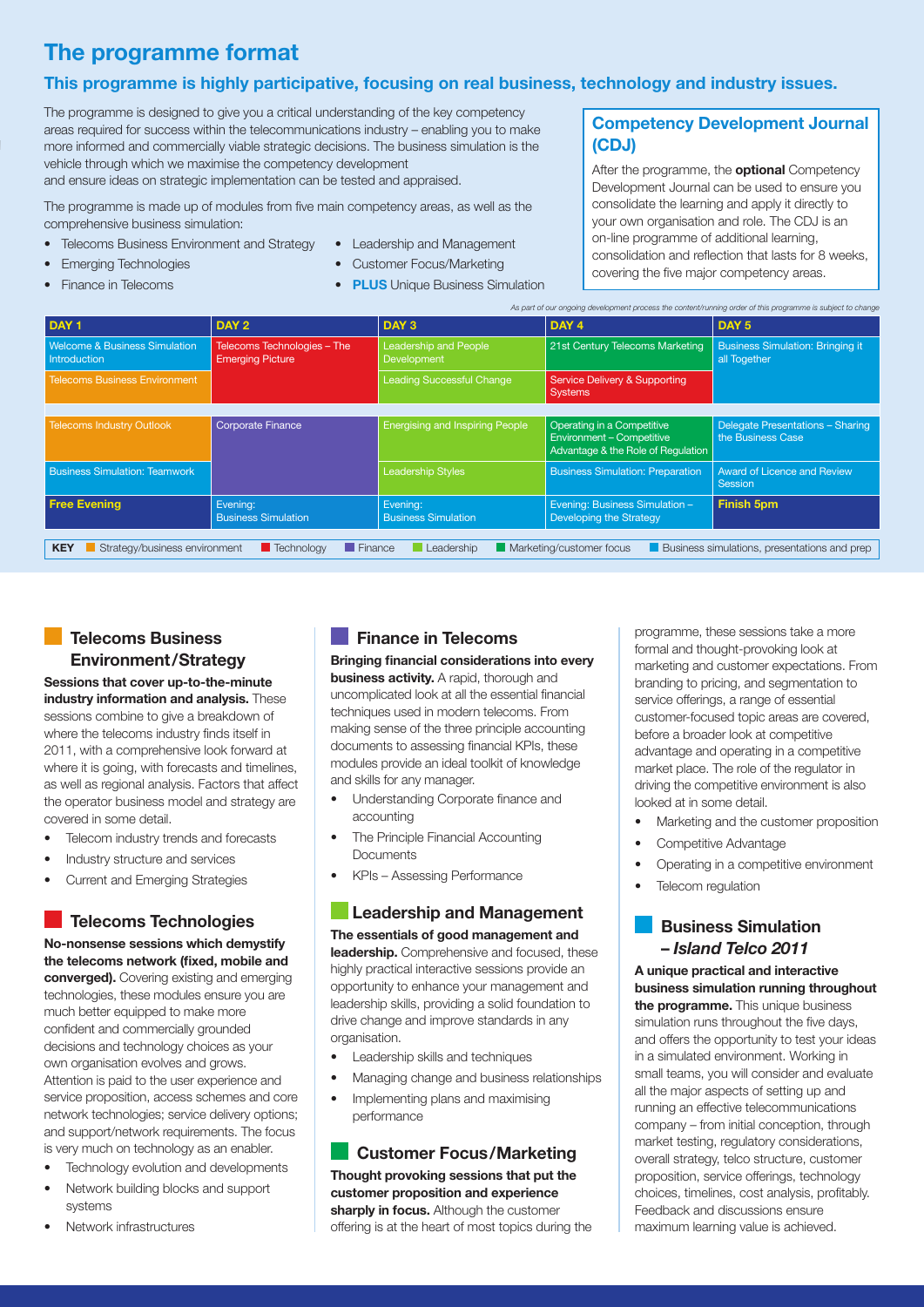# The programme format

## This programme is highly participative, focusing on real business, technology and industry issues.

The programme is designed to give you a critical understanding of the key competency areas required for success within the telecommunications industry – enabling you to make more informed and commercially viable strategic decisions. The business simulation is the vehicle through which we maximise the competency development and ensure ideas on strategic implementation can be tested and appraised.

The programme is made up of modules from five main competency areas, as well as the comprehensive business simulation:

- Telecoms Business Environment and Strategy
- Emerging Technologies
- Finance in Telecoms
- Leadership and Management
- Customer Focus/Marketing
- **PLUS** Unique Business Simulation

### Competency Development Journal (CDJ)

After the programme, the **optional** Competency Development Journal can be used to ensure you consolidate the learning and apply it directly to your own organisation and role. The CDJ is an on-line programme of additional learning, consolidation and reflection that lasts for 8 weeks, covering the five major competency areas.

*As part of our ongoing development process the content/running order of this programme is subject to change*

| DAY 1 | DAY 2 | DAY 3 | DAY 4 | DAY 5 |
|---|---|---|---|---|
| Welcome & Business Simulation Introduction | Telecoms Technologies – The Emerging Picture | Leadership and People Development | 21st Century Telecoms Marketing | Business Simulation: Bringing it all Together |
| Telecoms Business Environment | | Leading Successful Change | Service Delivery & Supporting Systems | |
| Telecoms Industry Outlook | Corporate Finance | Energising and Inspiring People | Operating in a Competitive Environment – Competitive Advantage & the Role of Regulation | Delegate Presentations – Sharing the Business Case |
| Business Simulation: Teamwork | | Leadership Styles | Business Simulation: Preparation | Award of Licence and Review Session |
| **Free Evening** | Evening: Business Simulation | Evening: Business Simulation | Evening: Business Simulation – Developing the Strategy | **Finish 5pm** |

**KEY** Strategy/business environment | Technology | Finance | Leadership | Marketing/customer focus | Business simulations, presentations and prep

## Telecoms Business Environment/Strategy

**Sessions that cover up-to-the-minute industry information and analysis.** These sessions combine to give a breakdown of where the telecoms industry finds itself in 2011, with a comprehensive look forward at where it is going, with forecasts and timelines, as well as regional analysis. Factors that affect the operator business model and strategy are covered in some detail.

- Telecom industry trends and forecasts
- Industry structure and services
- Current and Emerging Strategies

## Telecoms Technologies

**No-nonsense sessions which demystify the telecoms network (fixed, mobile and converged).** Covering existing and emerging technologies, these modules ensure you are much better equipped to make more confident and commercially grounded decisions and technology choices as your own organisation evolves and grows. Attention is paid to the user experience and service proposition, access schemes and core network technologies; service delivery options; and support/network requirements. The focus is very much on technology as an enabler.

- Technology evolution and developments
- Network building blocks and support systems
- Network infrastructures

## Finance in Telecoms

**Bringing financial considerations into every business activity.** A rapid, thorough and uncomplicated look at all the essential financial techniques used in modern telecoms. From making sense of the three principle accounting documents to assessing financial KPIs, these modules provide an ideal toolkit of knowledge and skills for any manager.

- Understanding Corporate finance and accounting
- The Principle Financial Accounting Documents
- KPIs – Assessing Performance

## Leadership and Management

**The essentials of good management and leadership.** Comprehensive and focused, these highly practical interactive sessions provide an opportunity to enhance your management and leadership skills, providing a solid foundation to drive change and improve standards in any organisation.

- Leadership skills and techniques
- Managing change and business relationships
- Implementing plans and maximising performance

## Customer Focus/Marketing

**Thought provoking sessions that put the customer proposition and experience sharply in focus.** Although the customer offering is at the heart of most topics during the programme, these sessions take a more formal and thought-provoking look at marketing and customer expectations. From branding to pricing, and segmentation to service offerings, a range of essential customer-focused topic areas are covered, before a broader look at competitive advantage and operating in a competitive market place. The role of the regulator in driving the competitive environment is also looked at in some detail.

- Marketing and the customer proposition
- Competitive Advantage
- Operating in a competitive environment
- Telecom regulation

## Business Simulation – *Island Telco 2011*

**A unique practical and interactive business simulation running throughout the programme.** This unique business simulation runs throughout the five days, and offers the opportunity to test your ideas in a simulated environment. Working in small teams, you will consider and evaluate all the major aspects of setting up and running an effective telecommunications company – from initial conception, through market testing, regulatory considerations, overall strategy, telco structure, customer proposition, service offerings, technology choices, timelines, cost analysis, profitably. Feedback and discussions ensure maximum learning value is achieved.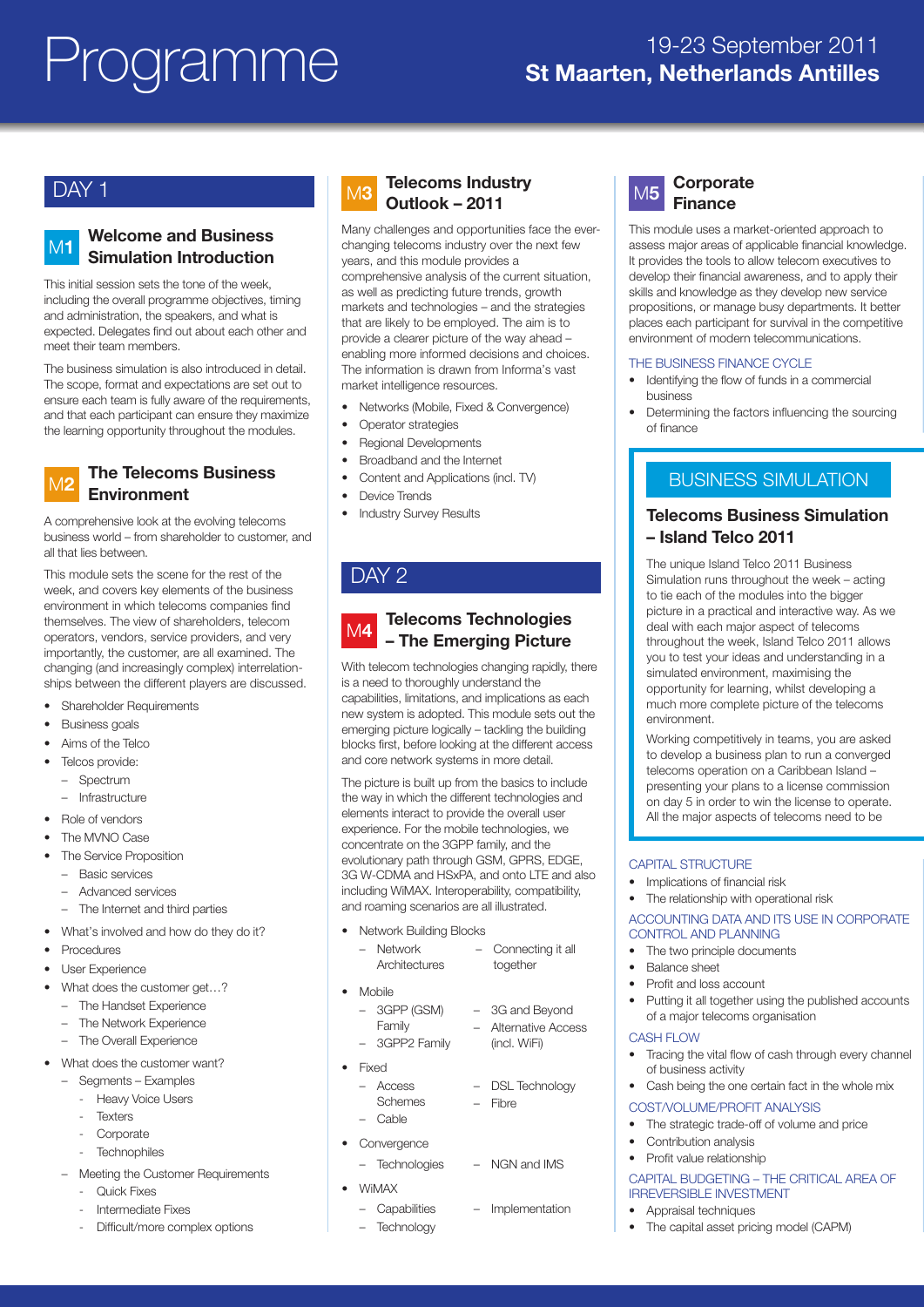# Programme

19-23 September 2011
**St Maarten, Netherlands Antilles**

## DAY 1

### M1 Welcome and Business Simulation Introduction

This initial session sets the tone of the week, including the overall programme objectives, timing and administration, the speakers, and what is expected. Delegates find out about each other and meet their team members.

The business simulation is also introduced in detail. The scope, format and expectations are set out to ensure each team is fully aware of the requirements, and that each participant can ensure they maximize the learning opportunity throughout the modules.

### M2 The Telecoms Business Environment

A comprehensive look at the evolving telecoms business world – from shareholder to customer, and all that lies between.

This module sets the scene for the rest of the week, and covers key elements of the business environment in which telecoms companies find themselves. The view of shareholders, telecom operators, vendors, service providers, and very importantly, the customer, are all examined. The changing (and increasingly complex) interrelation-ships between the different players are discussed.

- Shareholder Requirements
- Business goals
- Aims of the Telco
- Telcos provide:
  - Spectrum
  - Infrastructure
- Role of vendors
- The MVNO Case
- The Service Proposition
  - Basic services
  - Advanced services
  - The Internet and third parties
- What's involved and how do they do it?
- Procedures
- User Experience
- What does the customer get…?
  - The Handset Experience
  - The Network Experience
  - The Overall Experience
- What does the customer want?
  - Segments – Examples
    - Heavy Voice Users
    - Texters
    - Corporate
    - Technophiles
  - Meeting the Customer Requirements
    - Quick Fixes
    - Intermediate Fixes
    - Difficult/more complex options

### M3 Telecoms Industry Outlook – 2011

Many challenges and opportunities face the ever-changing telecoms industry over the next few years, and this module provides a comprehensive analysis of the current situation, as well as predicting future trends, growth markets and technologies – and the strategies that are likely to be employed. The aim is to provide a clearer picture of the way ahead – enabling more informed decisions and choices. The information is drawn from Informa's vast market intelligence resources.

- Networks (Mobile, Fixed & Convergence)
- Operator strategies
- Regional Developments
- Broadband and the Internet
- Content and Applications (incl. TV)
- Device Trends
- Industry Survey Results

## DAY 2

### M4 Telecoms Technologies – The Emerging Picture

With telecom technologies changing rapidly, there is a need to thoroughly understand the capabilities, limitations, and implications as each new system is adopted. This module sets out the emerging picture logically – tackling the building blocks first, before looking at the different access and core network systems in more detail.

The picture is built up from the basics to include the way in which the different technologies and elements interact to provide the overall user experience. For the mobile technologies, we concentrate on the 3GPP family, and the evolutionary path through GSM, GPRS, EDGE, 3G W-CDMA and HSxPA, and onto LTE and also including WiMAX. Interoperability, compatibility, and roaming scenarios are all illustrated.

- Network Building Blocks
  - Network Architectures
  - Connecting it all together
- Mobile
  - 3GPP (GSM) Family
  - 3GPP2 Family
  - 3G and Beyond
  - Alternative Access (incl. WiFi)
- Fixed
  - Access Schemes
  - Cable
  - DSL Technology
  - Fibre
- Convergence
  - Technologies
  - NGN and IMS
- WiMAX
  - Capabilities
  - Technology
  - Implementation

### M5 Corporate Finance

This module uses a market-oriented approach to assess major areas of applicable financial knowledge. It provides the tools to allow telecom executives to develop their financial awareness, and to apply their skills and knowledge as they develop new service propositions, or manage busy departments. It better places each participant for survival in the competitive environment of modern telecommunications.

THE BUSINESS FINANCE CYCLE

- Identifying the flow of funds in a commercial business
- Determining the factors influencing the sourcing of finance

CAPITAL STRUCTURE

- Implications of financial risk
- The relationship with operational risk

ACCOUNTING DATA AND ITS USE IN CORPORATE CONTROL AND PLANNING

- The two principle documents
- Balance sheet
- Profit and loss account
- Putting it all together using the published accounts of a major telecoms organisation

CASH FLOW

- Tracing the vital flow of cash through every channel of business activity
- Cash being the one certain fact in the whole mix

COST/VOLUME/PROFIT ANALYSIS

- The strategic trade-off of volume and price
- Contribution analysis
- Profit value relationship

CAPITAL BUDGETING – THE CRITICAL AREA OF IRREVERSIBLE INVESTMENT

- Appraisal techniques
- The capital asset pricing model (CAPM)

## BUSINESS SIMULATION

### Telecoms Business Simulation – Island Telco 2011

The unique Island Telco 2011 Business Simulation runs throughout the week – acting to tie each of the modules into the bigger picture in a practical and interactive way. As we deal with each major aspect of telecoms throughout the week, Island Telco 2011 allows you to test your ideas and understanding in a simulated environment, maximising the opportunity for learning, whilst developing a much more complete picture of the telecoms environment.

Working competitively in teams, you are asked to develop a business plan to run a converged telecoms operation on a Caribbean Island – presenting your plans to a license commission on day 5 in order to win the license to operate. All the major aspects of telecoms need to be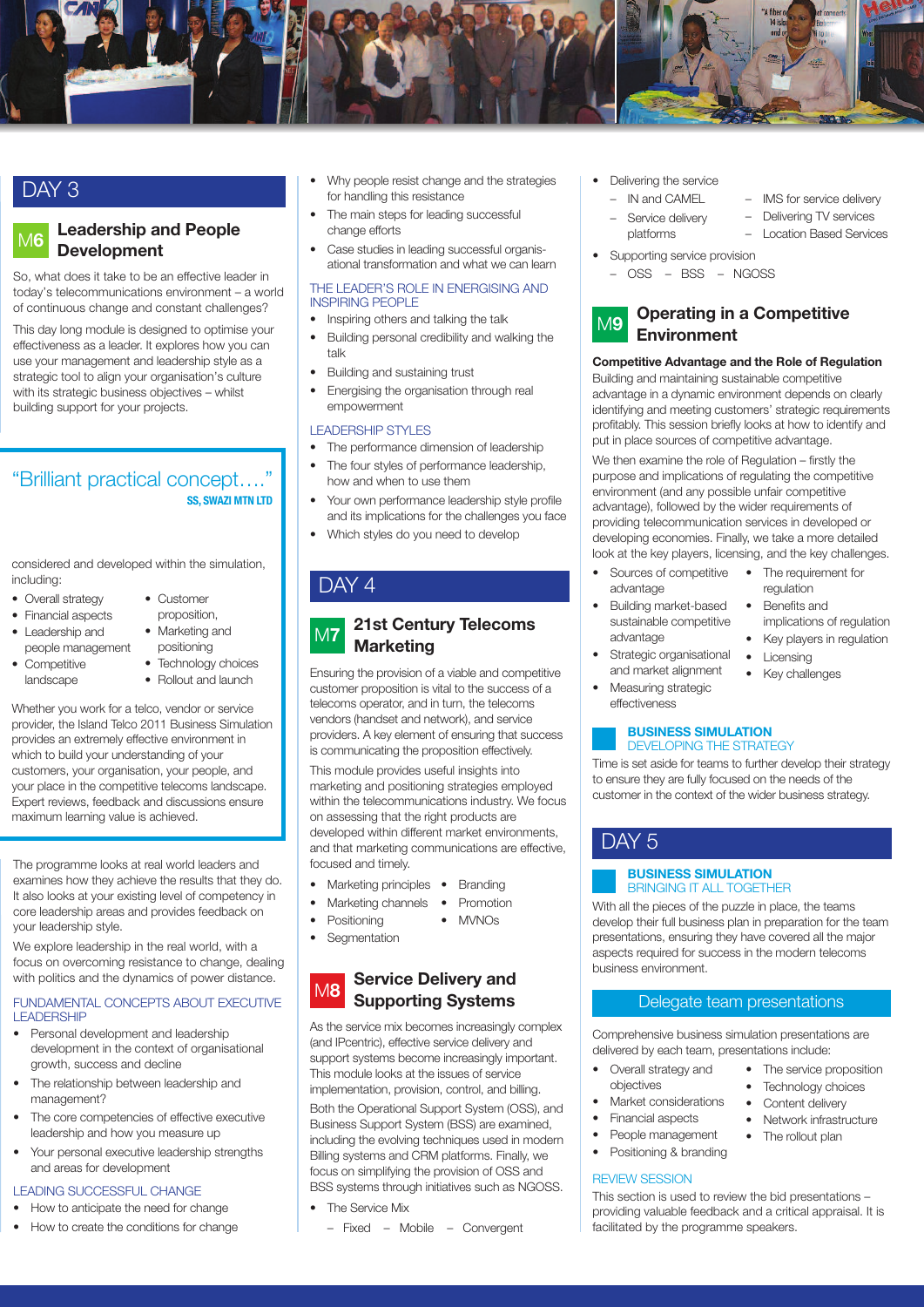## DAY 3

### M6 Leadership and People Development

So, what does it take to be an effective leader in today's telecommunications environment – a world of continuous change and constant challenges?

This day long module is designed to optimise your effectiveness as a leader. It explores how you can use your management and leadership style as a strategic tool to align your organisation's culture with its strategic business objectives – whilst building support for your projects.

> "Brilliant practical concept…."
> **SS, SWAZI MTN LTD**

considered and developed within the simulation, including:

- Overall strategy
- Financial aspects
- Leadership and people management
- Competitive landscape
- Customer proposition,
- Marketing and positioning
- Technology choices
- Rollout and launch

Whether you work for a telco, vendor or service provider, the Island Telco 2011 Business Simulation provides an extremely effective environment in which to build your understanding of your customers, your organisation, your people, and your place in the competitive telecoms landscape. Expert reviews, feedback and discussions ensure maximum learning value is achieved.

The programme looks at real world leaders and examines how they achieve the results that they do. It also looks at your existing level of competency in core leadership areas and provides feedback on your leadership style.

We explore leadership in the real world, with a focus on overcoming resistance to change, dealing with politics and the dynamics of power distance.

#### FUNDAMENTAL CONCEPTS ABOUT EXECUTIVE LEADERSHIP

- Personal development and leadership development in the context of organisational growth, success and decline
- The relationship between leadership and management?
- The core competencies of effective executive leadership and how you measure up
- Your personal executive leadership strengths and areas for development

#### LEADING SUCCESSFUL CHANGE

- How to anticipate the need for change
- How to create the conditions for change
- Why people resist change and the strategies for handling this resistance
- The main steps for leading successful change efforts
- Case studies in leading successful organisational transformation and what we can learn

#### THE LEADER'S ROLE IN ENERGISING AND INSPIRING PEOPLE

- Inspiring others and talking the talk
- Building personal credibility and walking the talk
- Building and sustaining trust
- Energising the organisation through real empowerment

#### LEADERSHIP STYLES

- The performance dimension of leadership
- The four styles of performance leadership, how and when to use them
- Your own performance leadership style profile and its implications for the challenges you face
- Which styles do you need to develop

## DAY 4

### M7 21st Century Telecoms Marketing

Ensuring the provision of a viable and competitive customer proposition is vital to the success of a telecoms operator, and in turn, the telecoms vendors (handset and network), and service providers. A key element of ensuring that success is communicating the proposition effectively.

This module provides useful insights into marketing and positioning strategies employed within the telecommunications industry. We focus on assessing that the right products are developed within different market environments, and that marketing communications are effective, focused and timely.

- Marketing principles
- Marketing channels
- Positioning
- Segmentation
- Branding
- Promotion
- MVNOs

### M8 Service Delivery and Supporting Systems

As the service mix becomes increasingly complex (and IPcentric), effective service delivery and support systems become increasingly important. This module looks at the issues of service implementation, provision, control, and billing.

Both the Operational Support System (OSS), and Business Support System (BSS) are examined, including the evolving techniques used in modern Billing systems and CRM platforms. Finally, we focus on simplifying the provision of OSS and BSS systems through initiatives such as NGOSS.

- The Service Mix
  - Fixed – Mobile – Convergent
- Delivering the service
  - IN and CAMEL
  - Service delivery platforms
  - IMS for service delivery
  - Delivering TV services
  - Location Based Services
- Supporting service provision
  - OSS – BSS – NGOSS

### M9 Operating in a Competitive Environment

**Competitive Advantage and the Role of Regulation**

Building and maintaining sustainable competitive advantage in a dynamic environment depends on clearly identifying and meeting customers' strategic requirements profitably. This session briefly looks at how to identify and put in place sources of competitive advantage.

We then examine the role of Regulation – firstly the purpose and implications of regulating the competitive environment (and any possible unfair competitive advantage), followed by the wider requirements of providing telecommunication services in developed or developing economies. Finally, we take a more detailed look at the key players, licensing, and the key challenges.

- Sources of competitive advantage
- Building market-based sustainable competitive advantage
- Strategic organisational and market alignment
- Measuring strategic effectiveness
- The requirement for regulation
- Benefits and implications of regulation
- Key players in regulation
- Licensing
- Key challenges

#### BUSINESS SIMULATION
DEVELOPING THE STRATEGY

Time is set aside for teams to further develop their strategy to ensure they are fully focused on the needs of the customer in the context of the wider business strategy.

## DAY 5

#### BUSINESS SIMULATION
BRINGING IT ALL TOGETHER

With all the pieces of the puzzle in place, the teams develop their full business plan in preparation for the team presentations, ensuring they have covered all the major aspects required for success in the modern telecoms business environment.

### Delegate team presentations

Comprehensive business simulation presentations are delivered by each team, presentations include:

- Overall strategy and objectives
- Market considerations
- Financial aspects
- People management
- Positioning & branding
- The service proposition
- Technology choices
- Content delivery
- Network infrastructure
- The rollout plan

#### REVIEW SESSION

This section is used to review the bid presentations – providing valuable feedback and a critical appraisal. It is facilitated by the programme speakers.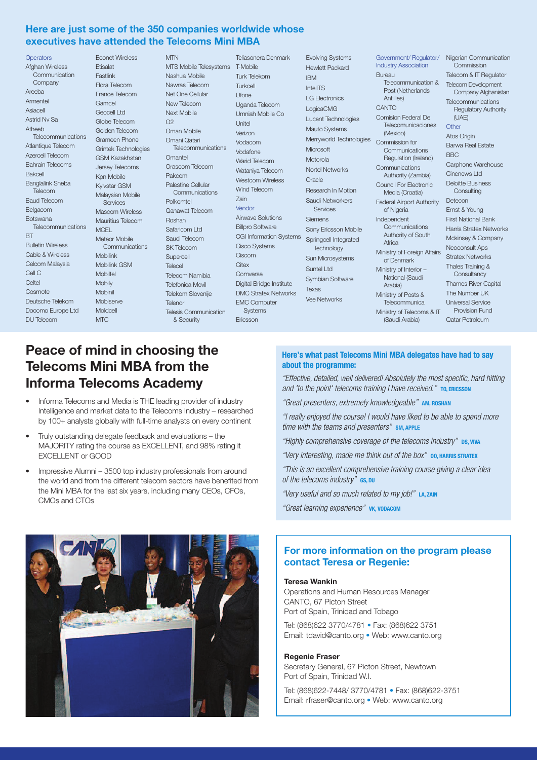## Here are just some of the 350 companies worldwide whose executives have attended the Telecoms Mini MBA

**Operators**

Afghan Wireless Communication Company
Areeba
Armentel
Asiacell
Astrid Nv Sa
Atheeb Telecommunications
Atlantique Telecom
Azercell Telecom
Bahrain Telecoms
Bakcell
Banglalink Sheba Telecom
Baud Telecom
Belgacom
Botswana Telecommunications
BT
Bulletin Wireless
Cable & Wireless
Celcom Malaysia
Cell C
Celtel
Cosmote
Deutsche Telekom
Docomo Europe Ltd
DU Telecom
Econet Wireless
Etisalat
Fastlink
Flora Telecom
France Telecom
Gamcel
Geocell Ltd
Globe Telecom
Golden Telecom
Grameen Phone
Grintek Technologies
GSM Kazakhstan
Jersey Telecoms
Kpn Mobile
Kyivstar GSM
Malaysian Mobile Services
Mascom Wireless
Mauritius Telecom
MCEL
Meteor Mobile Communications
Mobilink
Mobilink GSM
Mobiltel
Mobily
Mobinil
Mobiserve
Moldcell
MTC
MTN
MTS Mobile Telesystems
Nashua Mobile
Nawras Telecom
Net One Cellular
New Telecom
Next Mobile
O2
Oman Mobile
Omani Qatari Telecommunications
Omantel
Orascom Telecom
Pakcom
Palestine Cellular Communications
Polkomtel
Qanawat Telecom
Roshan
Safaricom Ltd
Saudi Telecom
SK Telecom
Supercell
Telecel
Telecom Namibia
Telefonica Movil
Telekom Slovenije
Telenor
Telesis Communication & Security
Teliasonera Denmark
T-Mobile
Turk Telekom
Turkcell
Ufone
Uganda Telecom
Umniah Mobile Co
Unitel
Verizon
Vodacom
Vodafone
Warid Telecom
Wataniya Telecom
Westcom Wireless
Wind Telecom
Zain

**Vendor**

Airwave Solutions
Billpro Software
CGI Information Systems
Cisco Systems
Ciscom
Citex
Comverse
Digital Bridge Institute
DMC Stratex Networks
EMC Computer Systems
Ericsson
Evolving Systems
Hewlett Packard
IBM
IntelITS
LG Electronics
LogicaCMG
Lucent Technologies
Mauto Systems
Merryworld Technologies
Microsoft
Motorola
Nortel Networks
Oracle
Research In Motion
Saudi Networkers Services
Siemens
Sony Ericsson Mobile
Springcell Integrated Technology
Sun Microsystems
Suntel Ltd
Symbian Software
Texas
Vee Networks

**Government/ Regulator/ Industry Association**

Bureau Telecommunication & Post (Netherlands Antilles)
CANTO
Comision Federal De Telecomunicaciones (Mexico)
Commission for Communications Regulation (Ireland)
Communications Authority (Zambia)
Council For Electronic Media (Croatia)
Federal Airport Authority of Nigeria
Independent Communications Authority of South Africa
Ministry of Foreign Affairs of Denmark
Ministry of Interior – National (Saudi Arabia)
Ministry of Posts & Telecommunica
Ministry of Telecoms & IT (Saudi Arabia)
Nigerian Communication Commission
Telecom & IT Regulator
Telecom Development Company Afghanistan
Telecommunications Regulatory Authority (UAE)

**Other**

Atos Origin
Barwa Real Estate
BBC
Carphone Warehouse
Cinenews Ltd
Deloitte Business Consulting
Detecon
Ernst & Young
First National Bank
Harris Stratex Networks
Mckinsey & Company
Neoconsult Aps
Stratex Networks
Thales Training & Consultancy
Thames River Capital
The Number UK
Universal Service Provision Fund
Qatar Petroleum

# Peace of mind in choosing the Telecoms Mini MBA from the Informa Telecoms Academy

- Informa Telecoms and Media is THE leading provider of industry Intelligence and market data to the Telecoms Industry – researched by 100+ analysts globally with full-time analysts on every continent
- Truly outstanding delegate feedback and evaluations – the MAJORITY rating the course as EXCELLENT, and 98% rating it EXCELLENT or GOOD
- Impressive Alumni – 3500 top industry professionals from around the world and from the different telecom sectors have benefited from the Mini MBA for the last six years, including many CEOs, CFOs, CMOs and CTOs

### Here's what past Telecoms Mini MBA delegates have had to say about the programme:

*"Effective, detailed, well delivered! Absolutely the most specific, hard hitting and 'to the point' telecoms training I have received."* **TO, ERICSSON**

*"Great presenters, extremely knowledgeable"* **AM, ROSHAN**

*"I really enjoyed the course! I would have liked to be able to spend more time with the teams and presenters"* **SM, APPLE**

*"Highly comprehensive coverage of the telecoms industry"* **DS, VIVA**

*"Very interesting, made me think out of the box"* **OO, HARRIS STRATEX**

*"This is an excellent comprehensive training course giving a clear idea of the telecoms industry"* **GS, DU**

*"Very useful and so much related to my job!"* **LA, ZAIN**

*"Great learning experience"* **VK, VODACOM**

## For more information on the program please contact Teresa or Regenie:

**Teresa Wankin**
Operations and Human Resources Manager
CANTO, 67 Picton Street
Port of Spain, Trinidad and Tobago

Tel: (868)622 3770/4781 • Fax: (868)622 3751
Email: tdavid@canto.org • Web: www.canto.org

**Regenie Fraser**
Secretary General, 67 Picton Street, Newtown
Port of Spain, Trinidad W.I.

Tel: (868)622-7448/ 3770/4781 • Fax: (868)622-3751
Email: rfraser@canto.org • Web: www.canto.org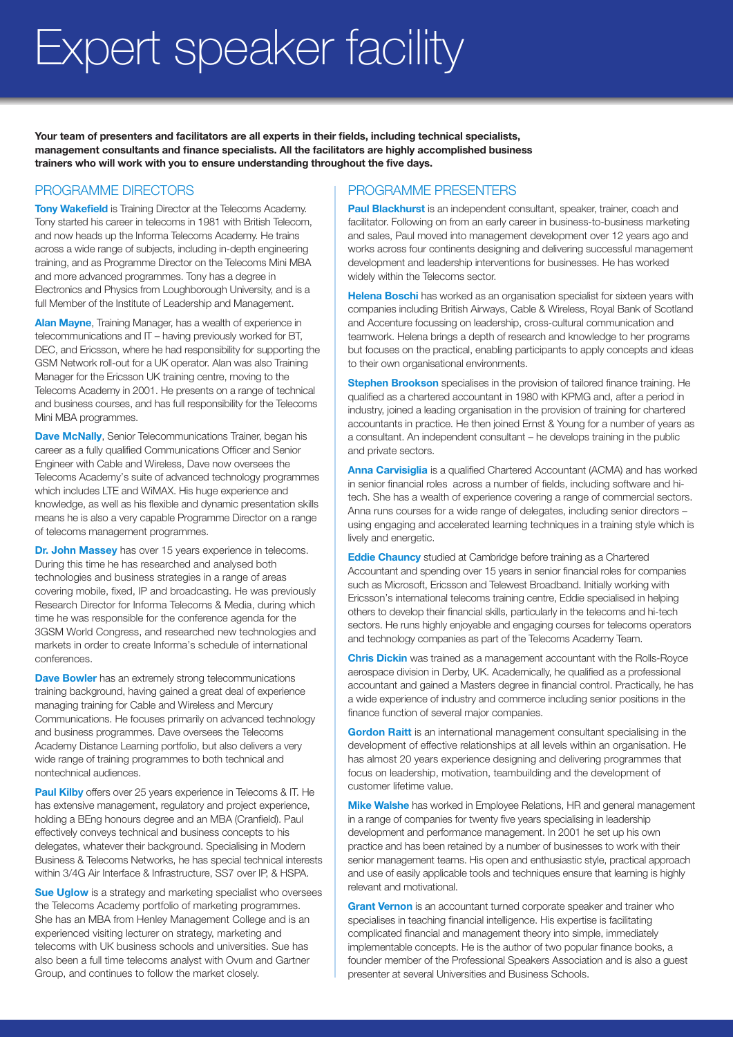# Expert speaker facility

**Your team of presenters and facilitators are all experts in their fields, including technical specialists, management consultants and finance specialists. All the facilitators are highly accomplished business trainers who will work with you to ensure understanding throughout the five days.**

## PROGRAMME DIRECTORS

**Tony Wakefield** is Training Director at the Telecoms Academy. Tony started his career in telecoms in 1981 with British Telecom, and now heads up the Informa Telecoms Academy. He trains across a wide range of subjects, including in-depth engineering training, and as Programme Director on the Telecoms Mini MBA and more advanced programmes. Tony has a degree in Electronics and Physics from Loughborough University, and is a full Member of the Institute of Leadership and Management.

**Alan Mayne**, Training Manager, has a wealth of experience in telecommunications and IT – having previously worked for BT, DEC, and Ericsson, where he had responsibility for supporting the GSM Network roll-out for a UK operator. Alan was also Training Manager for the Ericsson UK training centre, moving to the Telecoms Academy in 2001. He presents on a range of technical and business courses, and has full responsibility for the Telecoms Mini MBA programmes.

**Dave McNally**, Senior Telecommunications Trainer, began his career as a fully qualified Communications Officer and Senior Engineer with Cable and Wireless, Dave now oversees the Telecoms Academy's suite of advanced technology programmes which includes LTE and WiMAX. His huge experience and knowledge, as well as his flexible and dynamic presentation skills means he is also a very capable Programme Director on a range of telecoms management programmes.

**Dr. John Massey** has over 15 years experience in telecoms. During this time he has researched and analysed both technologies and business strategies in a range of areas covering mobile, fixed, IP and broadcasting. He was previously Research Director for Informa Telecoms & Media, during which time he was responsible for the conference agenda for the 3GSM World Congress, and researched new technologies and markets in order to create Informa's schedule of international conferences.

**Dave Bowler** has an extremely strong telecommunications training background, having gained a great deal of experience managing training for Cable and Wireless and Mercury Communications. He focuses primarily on advanced technology and business programmes. Dave oversees the Telecoms Academy Distance Learning portfolio, but also delivers a very wide range of training programmes to both technical and nontechnical audiences.

**Paul Kilby** offers over 25 years experience in Telecoms & IT. He has extensive management, regulatory and project experience, holding a BEng honours degree and an MBA (Cranfield). Paul effectively conveys technical and business concepts to his delegates, whatever their background. Specialising in Modern Business & Telecoms Networks, he has special technical interests within 3/4G Air Interface & Infrastructure, SS7 over IP, & HSPA.

**Sue Uglow** is a strategy and marketing specialist who oversees the Telecoms Academy portfolio of marketing programmes. She has an MBA from Henley Management College and is an experienced visiting lecturer on strategy, marketing and telecoms with UK business schools and universities. Sue has also been a full time telecoms analyst with Ovum and Gartner Group, and continues to follow the market closely.

## PROGRAMME PRESENTERS

**Paul Blackhurst** is an independent consultant, speaker, trainer, coach and facilitator. Following on from an early career in business-to-business marketing and sales, Paul moved into management development over 12 years ago and works across four continents designing and delivering successful management development and leadership interventions for businesses. He has worked widely within the Telecoms sector.

**Helena Boschi** has worked as an organisation specialist for sixteen years with companies including British Airways, Cable & Wireless, Royal Bank of Scotland and Accenture focussing on leadership, cross-cultural communication and teamwork. Helena brings a depth of research and knowledge to her programs but focuses on the practical, enabling participants to apply concepts and ideas to their own organisational environments.

**Stephen Brookson** specialises in the provision of tailored finance training. He qualified as a chartered accountant in 1980 with KPMG and, after a period in industry, joined a leading organisation in the provision of training for chartered accountants in practice. He then joined Ernst & Young for a number of years as a consultant. An independent consultant – he develops training in the public and private sectors.

**Anna Carvisiglia** is a qualified Chartered Accountant (ACMA) and has worked in senior financial roles across a number of fields, including software and hi-tech. She has a wealth of experience covering a range of commercial sectors. Anna runs courses for a wide range of delegates, including senior directors – using engaging and accelerated learning techniques in a training style which is lively and energetic.

**Eddie Chauncy** studied at Cambridge before training as a Chartered Accountant and spending over 15 years in senior financial roles for companies such as Microsoft, Ericsson and Telewest Broadband. Initially working with Ericsson's international telecoms training centre, Eddie specialised in helping others to develop their financial skills, particularly in the telecoms and hi-tech sectors. He runs highly enjoyable and engaging courses for telecoms operators and technology companies as part of the Telecoms Academy Team.

**Chris Dickin** was trained as a management accountant with the Rolls-Royce aerospace division in Derby, UK. Academically, he qualified as a professional accountant and gained a Masters degree in financial control. Practically, he has a wide experience of industry and commerce including senior positions in the finance function of several major companies.

**Gordon Raitt** is an international management consultant specialising in the development of effective relationships at all levels within an organisation. He has almost 20 years experience designing and delivering programmes that focus on leadership, motivation, teambuilding and the development of customer lifetime value.

**Mike Walshe** has worked in Employee Relations, HR and general management in a range of companies for twenty five years specialising in leadership development and performance management. In 2001 he set up his own practice and has been retained by a number of businesses to work with their senior management teams. His open and enthusiastic style, practical approach and use of easily applicable tools and techniques ensure that learning is highly relevant and motivational.

**Grant Vernon** is an accountant turned corporate speaker and trainer who specialises in teaching financial intelligence. His expertise is facilitating complicated financial and management theory into simple, immediately implementable concepts. He is the author of two popular finance books, a founder member of the Professional Speakers Association and is also a guest presenter at several Universities and Business Schools.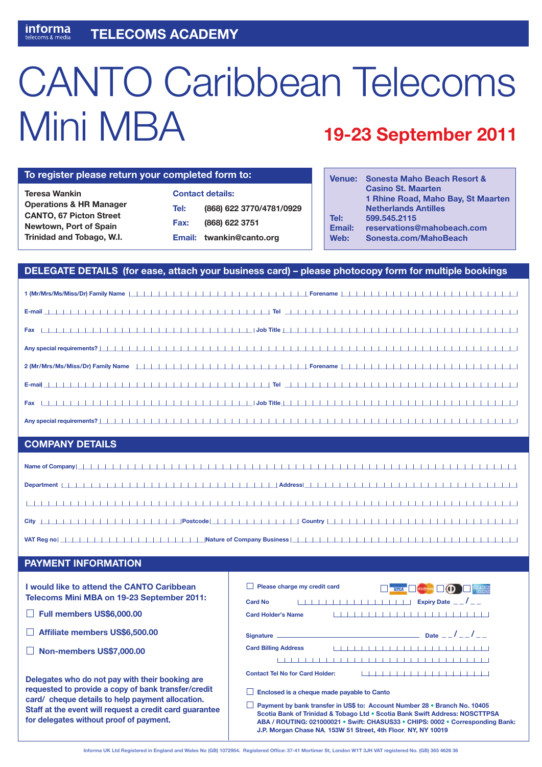informa telecoms & media **TELECOMS ACADEMY**

# CANTO Caribbean Telecoms Mini MBA

## 19-23 September 2011

### To register please return your completed form to:

**Teresa Wankin**
**Operations & HR Manager**
**CANTO, 67 Picton Street**
**Newtown, Port of Spain**
**Trinidad and Tobago, W.I.**

**Contact details:**
**Tel:** (868) 622 3770/4781/0929
**Fax:** (868) 622 3751
**Email:** twankin@canto.org

**Venue:** Sonesta Maho Beach Resort & Casino St. Maarten
1 Rhine Road, Maho Bay, St Maarten
Netherlands Antilles
**Tel:** 599.545.2115
**Email:** reservations@mahobeach.com
**Web:** Sonesta.com/MahoBeach

## DELEGATE DETAILS (for ease, attach your business card) – please photocopy form for multiple bookings

1 (Mr/Mrs/Ms/Miss/Dr) Family Name | Forename

E-mail | Tel

Fax | Job Title

Any special requirements?

2 (Mr/Mrs/Ms/Miss/Dr) Family Name | Forename

E-mail | Tel

Fax | Job Title

Any special requirements?

## COMPANY DETAILS

Name of Company

Department | Address

City | Postcode | Country

VAT Reg no | Nature of Company Business

## PAYMENT INFORMATION

**I would like to attend the CANTO Caribbean Telecoms Mini MBA on 19-23 September 2011:**

☐ **Full members US$6,000.00**

☐ **Affiliate members US$6,500.00**

☐ **Non-members US$7,000.00**

**Delegates who do not pay with their booking are requested to provide a copy of bank transfer/credit card/ cheque details to help payment allocation. Staff at the event will request a credit card guarantee for delegates without proof of payment.**

☐ Please charge my credit card ☐ ☐ ☐ ☐

Card No | Expiry Date __/__

Card Holder's Name

Signature | Date __/__/__

Card Billing Address

Contact Tel No for Card Holder:

☐ Enclosed is a cheque made payable to Canto

☐ Payment by bank transfer in US$ to: Account Number 28 • Branch No. 10405 Scotia Bank of Trinidad & Tobago Ltd • Scotia Bank Swift Address: NOSCTTPSA ABA / ROUTING: 021000021 • Swift: CHASUS33 • CHIPS: 0002 • Corresponding Bank: J.P. Morgan Chase NA, 153W 51 Street, 4th Floor, NY, NY 10019

Informa UK Ltd Registered in England and Wales No (GB) 1072954. Registered Office: 37-41 Mortimer St, London W1T 3JH VAT registered No. (GB) 365 4626 36